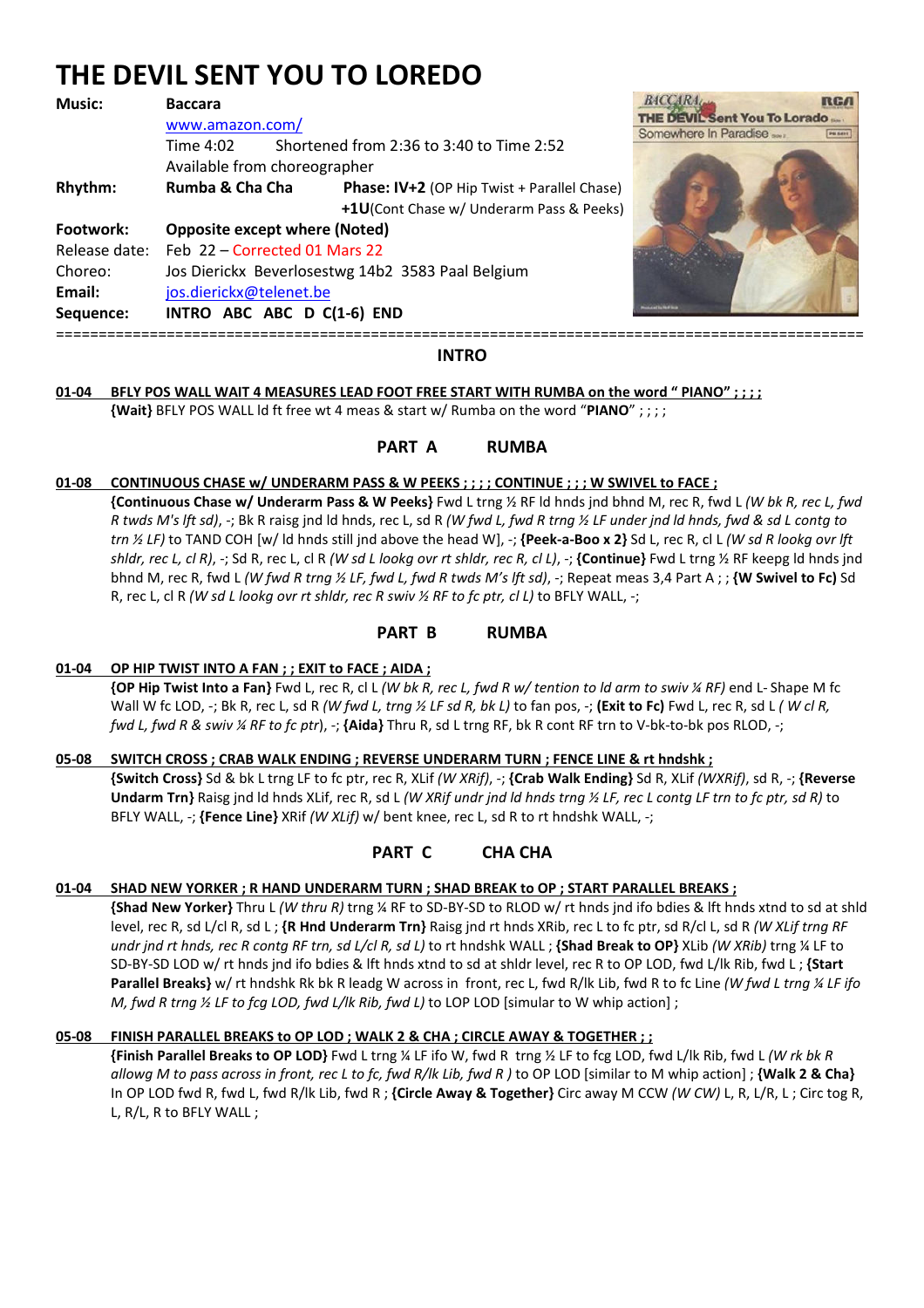# THE DEVIL SENT YOU TO LOREDO

**Music:** **Baccara**
www.amazon.com/
Time 4:02 Shortened from 2:36 to 3:40 to Time 2:52
Available from choreographer

**Rhythm:** **Rumba & Cha Cha** **Phase: IV+2** (OP Hip Twist + Parallel Chase)
**+1U**(Cont Chase w/ Underarm Pass & Peeks)

**Footwork:** **Opposite except where (Noted)**

Release date: Feb 22 – Corrected 01 Mars 22

Choreo: Jos Dierickx Beverlosestwg 14b2 3583 Paal Belgium

**Email:** jos.dierickx@telenet.be

**Sequence:** **INTRO ABC ABC D C(1-6) END**

---

## INTRO

**01-04 BFLY POS WALL WAIT 4 MEASURES LEAD FOOT FREE START WITH RUMBA on the word " PIANO" ; ; ; ;**
**{Wait}** BFLY POS WALL ld ft free wt 4 meas & start w/ Rumba on the word "**PIANO**" ; ; ; ;

## PART A RUMBA

**01-08 CONTINUOUS CHASE w/ UNDERARM PASS & W PEEKS ; ; ; ; CONTINUE ; ; ; W SWIVEL to FACE ;**
**{Continuous Chase w/ Underarm Pass & W Peeks}** Fwd L trng ½ RF ld hnds jnd bhnd M, rec R, fwd L *(W bk R, rec L, fwd R twds M's lft sd)*, -; Bk R raisg jnd ld hnds, rec L, sd R *(W fwd L, fwd R trng ½ LF under jnd ld hnds, fwd & sd L contg to trn ½ LF)* to TAND COH [w/ ld hnds still jnd above the head W], -; **{Peek-a-Boo x 2}** Sd L, rec R, cl L *(W sd R lookg ovr lft shldr, rec L, cl R)*, -; Sd R, rec L, cl R *(W sd L lookg ovr rt shldr, rec R, cl L)*, -; **{Continue}** Fwd L trng ½ RF keepg ld hnds jnd bhnd M, rec R, fwd L *(W fwd R trng ½ LF, fwd L, fwd R twds M's lft sd)*, -; Repeat meas 3,4 Part A ; ; **{W Swivel to Fc)** Sd R, rec L, cl R *(W sd L lookg ovr rt shldr, rec R swiv ½ RF to fc ptr, cl L)* to BFLY WALL, -;

## PART B RUMBA

**01-04 OP HIP TWIST INTO A FAN ; ; EXIT to FACE ; AIDA ;**
**{OP Hip Twist Into a Fan}** Fwd L, rec R, cl L *(W bk R, rec L, fwd R w/ tention to ld arm to swiv ¼ RF)* end L- Shape M fc Wall W fc LOD, -; Bk R, rec L, sd R *(W fwd L, trng ½ LF sd R, bk L)* to fan pos, -; **{Exit to Fc)** Fwd L, rec R, sd L *( W cl R, fwd L, fwd R & swiv ¼ RF to fc ptr)*, -; **{Aida}** Thru R, sd L trng RF, bk R cont RF trn to V-bk-to-bk pos RLOD, -;

**05-08 SWITCH CROSS ; CRAB WALK ENDING ; REVERSE UNDERARM TURN ; FENCE LINE & rt hndshk ;**
**{Switch Cross}** Sd & bk L trng LF to fc ptr, rec R, XLif *(W XRif)*, -; **{Crab Walk Ending}** Sd R, XLif *(WXRif)*, sd R, -; **{Reverse Undarm Trn}** Raisg jnd ld hnds XLif, rec R, sd L *(W XRif undr jnd ld hnds trng ½ LF, rec L contg LF trn to fc ptr, sd R)* to BFLY WALL, -; **{Fence Line}** XRif *(W XLif)* w/ bent knee, rec L, sd R to rt hndshk WALL, -;

## PART C CHA CHA

**01-04 SHAD NEW YORKER ; R HAND UNDERARM TURN ; SHAD BREAK to OP ; START PARALLEL BREAKS ;**
**{Shad New Yorker}** Thru L *(W thru R)* trng ¼ RF to SD-BY-SD to RLOD w/ rt hnds jnd ifo bdies & lft hnds xtnd to sd at shld level, rec R, sd L/cl R, sd L ; **{R Hnd Underarm Trn}** Raisg jnd rt hnds XRib, rec L to fc ptr, sd R/cl L, sd R *(W XLif trng RF undr jnd rt hnds, rec R contg RF trn, sd L/cl R, sd L)* to rt hndshk WALL ; **{Shad Break to OP}** XLib *(W XRib)* trng ¼ LF to SD-BY-SD LOD w/ rt hnds jnd ifo bdies & lft hnds xtnd to sd at sldr level, rec R to OP LOD, fwd L/lk Rib, fwd L ; **{Start Parallel Breaks}** w/ rt hndshk Rk bk R leadg W across in front, rec L, fwd R/lk Lib, fwd R to fc Line *(W fwd L trng ¼ LF ifo M, fwd R trng ½ LF to fcg LOD, fwd L/lk Rib, fwd L)* to LOD LOD [simular to W whip action] ;

**05-08 FINISH PARALLEL BREAKS to OP LOD ; WALK 2 & CHA ; CIRCLE AWAY & TOGETHER ; ;**
**{Finish Parallel Breaks to OP LOD}** Fwd L trng ¼ LF ifo W, fwd R trng ½ LF to fcg LOD, fwd L/lk Rib, fwd L *(W rk bk R allowg M to pass across in front, rec L to fc, fwd R/lk Lib, fwd R )* to OP LOD [similar to M whip action] ; **{Walk 2 & Cha}** In OP LOD fwd R, fwd L, fwd R/lk Lib, fwd R ; **{Circle Away & Together}** Circ away M CCW *(W CW)* L, R, L/R, L ; Circ tog R, L, R/L, R to BFLY WALL ;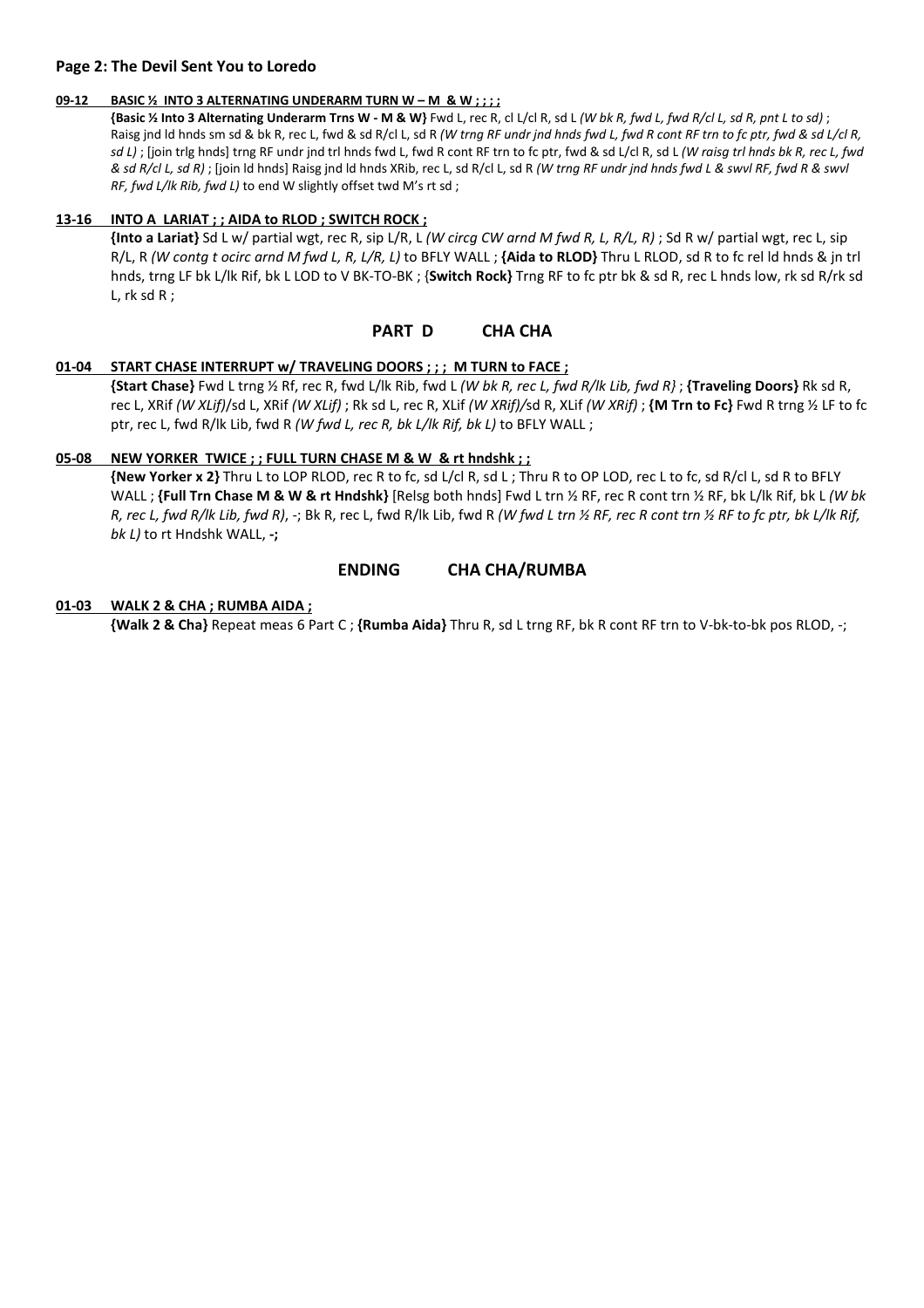**Page 2: The Devil Sent You to Loredo**

**09-12 BASIC ½ INTO 3 ALTERNATING UNDERARM TURN W – M & W ; ; ; ;**

**{Basic ½ Into 3 Alternating Underarm Trns W - M & W}** Fwd L, rec R, cl L/cl R, sd L *(W bk R, fwd L, fwd R/cl L, sd R, pnt L to sd)* ; Raisg jnd ld hnds sm sd & bk R, rec L, fwd & sd R/cl L, sd R *(W trng RF undr jnd hnds fwd L, fwd R cont RF trn to fc ptr, fwd & sd L/cl R, sd L)* ; [join trlg hnds] trng RF undr jnd trl hnds fwd L, fwd R cont RF trn to fc ptr, fwd & sd L/cl R, sd L *(W raisg trl hnds bk R, rec L, fwd & sd R/cl L, sd R)* ; [join ld hnds] Raisg jnd ld hnds XRib, rec L, sd R/cl L, sd R *(W trng RF undr jnd hnds fwd L & swvl RF, fwd R & swvl RF, fwd L/lk Rib, fwd L)* to end W slightly offset twd M's rt sd ;

**13-16 INTO A LARIAT ; ; AIDA to RLOD ; SWITCH ROCK ;**

**{Into a Lariat}** Sd L w/ partial wgt, rec R, sip L/R, L *(W circg CW arnd M fwd R, L, R/L, R)* ; Sd R w/ partial wgt, rec L, sip R/L, R *(W contg t ocirc arnd M fwd L, R, L/R, L)* to BFLY WALL ; **{Aida to RLOD}** Thru L RLOD, sd R to fc rel ld hnds & jn trl hnds, trng LF bk L/lk Rif, bk L LOD to V BK-TO-BK ; **{Switch Rock}** Trng RF to fc ptr bk & sd R, rec L hnds low, rk sd R/rk sd L, rk sd R ;

## PART D CHA CHA

**01-04 START CHASE INTERRUPT w/ TRAVELING DOORS ; ; ; M TURN to FACE ;**

**{Start Chase}** Fwd L trng ½ Rf, rec R, fwd L/lk Rib, fwd L *(W bk R, rec L, fwd R/lk Lib, fwd R}* ; **{Traveling Doors}** Rk sd R, rec L, XRif *(W XLif)*/sd L, XRif *(W XLif)* ; Rk sd L, rec R, XLif *(W XRif)*/sd R, XLif *(W XRif)* ; **{M Trn to Fc}** Fwd R trng ½ LF to fc ptr, rec L, fwd R/lk Lib, fwd R *(W fwd L, rec R, bk L/lk Rif, bk L)* to BFLY WALL ;

**05-08 NEW YORKER TWICE ; ; FULL TURN CHASE M & W & rt hndshk ; ;**

**{New Yorker x 2}** Thru L to LOP RLOD, rec R to fc, sd L/cl R, sd L ; Thru R to OP LOD, rec L to fc, sd R/cl L, sd R to BFLY WALL ; **{Full Trn Chase M & W & rt Hndshk}** [Relsg both hnds] Fwd L trn ½ RF, rec R cont trn ½ RF, bk L/lk Rif, bk L *(W bk R, rec L, fwd R/lk Lib, fwd R)*, -; Bk R, rec L, fwd R/lk Lib, fwd R *(W fwd L trn ½ RF, rec R cont trn ½ RF to fc ptr, bk L/lk Rif, bk L)* to rt Hndshk WALL, **-;**

## ENDING CHA CHA/RUMBA

**01-03 WALK 2 & CHA ; RUMBA AIDA ;**

**{Walk 2 & Cha}** Repeat meas 6 Part C ; **{Rumba Aida}** Thru R, sd L trng RF, bk R cont RF trn to V-bk-to-bk pos RLOD, -;